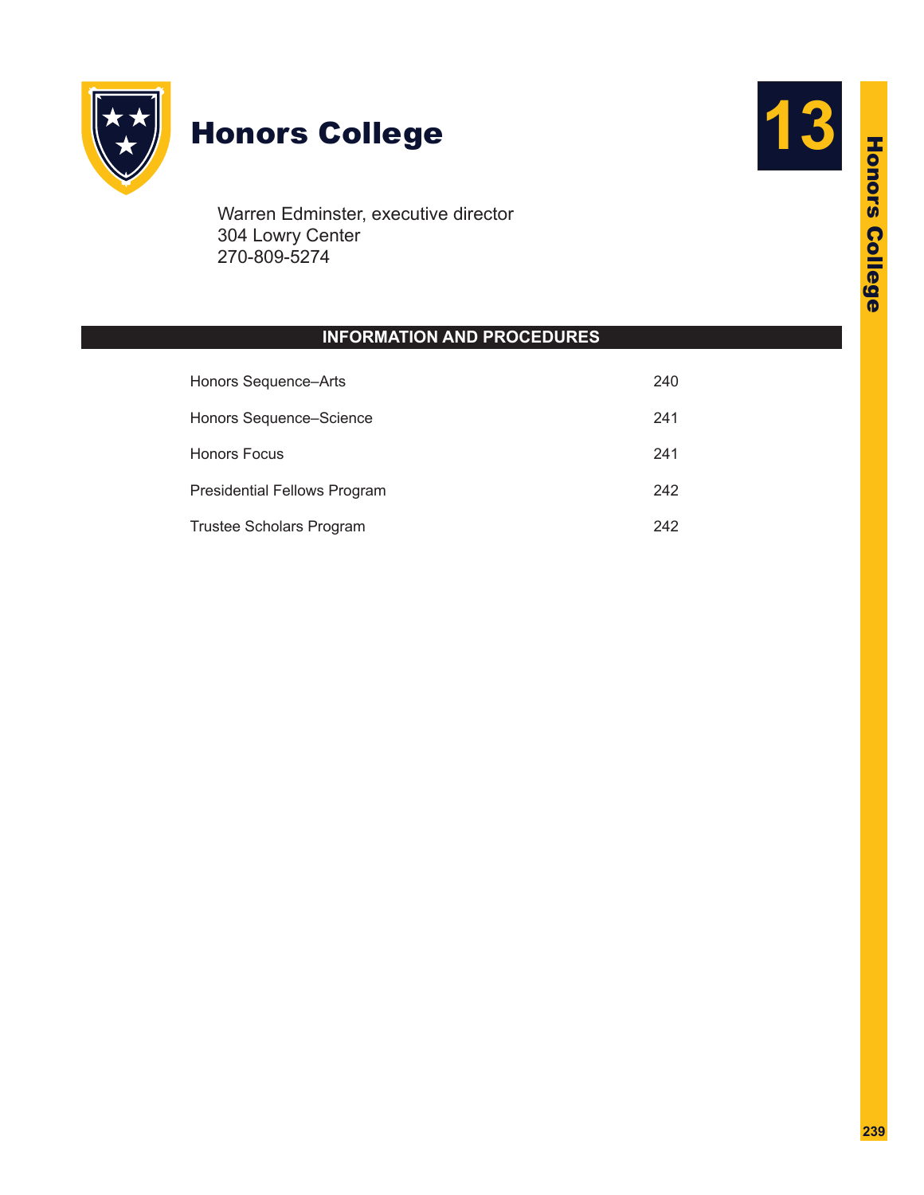# Honors College

Warren Edminster, executive director
304 Lowry Center
270-809-5274

## INFORMATION AND PROCEDURES

| | |
|---|---|
| Honors Sequence–Arts | 240 |
| Honors Sequence–Science | 241 |
| Honors Focus | 241 |
| Presidential Fellows Program | 242 |
| Trustee Scholars Program | 242 |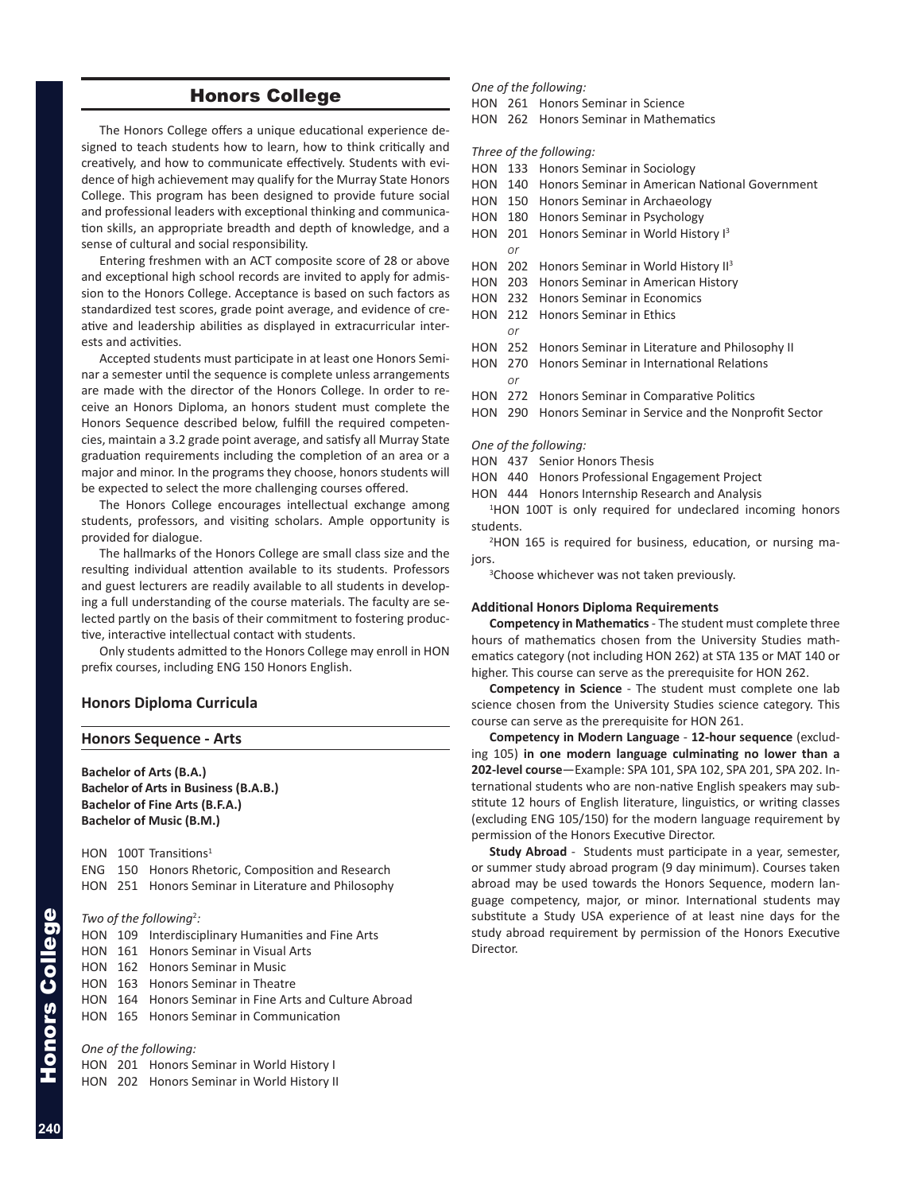# Honors College

The Honors College offers a unique educational experience designed to teach students how to learn, how to think critically and creatively, and how to communicate effectively. Students with evidence of high achievement may qualify for the Murray State Honors College. This program has been designed to provide future social and professional leaders with exceptional thinking and communication skills, an appropriate breadth and depth of knowledge, and a sense of cultural and social responsibility.

Entering freshmen with an ACT composite score of 28 or above and exceptional high school records are invited to apply for admission to the Honors College. Acceptance is based on such factors as standardized test scores, grade point average, and evidence of creative and leadership abilities as displayed in extracurricular interests and activities.

Accepted students must participate in at least one Honors Seminar a semester until the sequence is complete unless arrangements are made with the director of the Honors College. In order to receive an Honors Diploma, an honors student must complete the Honors Sequence described below, fulfill the required competencies, maintain a 3.2 grade point average, and satisfy all Murray State graduation requirements including the completion of an area or a major and minor. In the programs they choose, honors students will be expected to select the more challenging courses offered.

The Honors College encourages intellectual exchange among students, professors, and visiting scholars. Ample opportunity is provided for dialogue.

The hallmarks of the Honors College are small class size and the resulting individual attention available to its students. Professors and guest lecturers are readily available to all students in developing a full understanding of the course materials. The faculty are selected partly on the basis of their commitment to fostering productive, interactive intellectual contact with students.

Only students admitted to the Honors College may enroll in HON prefix courses, including ENG 150 Honors English.

## Honors Diploma Curricula

### Honors Sequence - Arts

**Bachelor of Arts (B.A.)**
**Bachelor of Arts in Business (B.A.B.)**
**Bachelor of Fine Arts (B.F.A.)**
**Bachelor of Music (B.M.)**

HON 100T Transitions[1]
ENG 150 Honors Rhetoric, Composition and Research
HON 251 Honors Seminar in Literature and Philosophy

*Two of the following*[2]*:*
HON 109 Interdisciplinary Humanities and Fine Arts
HON 161 Honors Seminar in Visual Arts
HON 162 Honors Seminar in Music
HON 163 Honors Seminar in Theatre
HON 164 Honors Seminar in Fine Arts and Culture Abroad
HON 165 Honors Seminar in Communication

*One of the following:*
HON 201 Honors Seminar in World History I
HON 202 Honors Seminar in World History II

*One of the following:*
HON 261 Honors Seminar in Science
HON 262 Honors Seminar in Mathematics

*Three of the following:*
HON 133 Honors Seminar in Sociology
HON 140 Honors Seminar in American National Government
HON 150 Honors Seminar in Archaeology
HON 180 Honors Seminar in Psychology
HON 201 Honors Seminar in World History I[3]
*or*
HON 202 Honors Seminar in World History II[3]
HON 203 Honors Seminar in American History
HON 232 Honors Seminar in Economics
HON 212 Honors Seminar in Ethics
*or*
HON 252 Honors Seminar in Literature and Philosophy II
HON 270 Honors Seminar in International Relations
*or*
HON 272 Honors Seminar in Comparative Politics
HON 290 Honors Seminar in Service and the Nonprofit Sector

*One of the following:*
HON 437 Senior Honors Thesis
HON 440 Honors Professional Engagement Project
HON 444 Honors Internship Research and Analysis

[1]HON 100T is only required for undeclared incoming honors students.

[2]HON 165 is required for business, education, or nursing majors.

[3]Choose whichever was not taken previously.

**Additional Honors Diploma Requirements**

**Competency in Mathematics** - The student must complete three hours of mathematics chosen from the University Studies mathematics category (not including HON 262) at STA 135 or MAT 140 or higher. This course can serve as the prerequisite for HON 262.

**Competency in Science** - The student must complete one lab science chosen from the University Studies science category. This course can serve as the prerequisite for HON 261.

**Competency in Modern Language** - **12-hour sequence** (excluding 105) **in one modern language culminating no lower than a 202-level course**—Example: SPA 101, SPA 102, SPA 201, SPA 202. International students who are non-native English speakers may substitute 12 hours of English literature, linguistics, or writing classes (excluding ENG 105/150) for the modern language requirement by permission of the Honors Executive Director.

**Study Abroad** - Students must participate in a year, semester, or summer study abroad program (9 day minimum). Courses taken abroad may be used towards the Honors Sequence, modern language competency, major, or minor. International students may substitute a Study USA experience of at least nine days for the study abroad requirement by permission of the Honors Executive Director.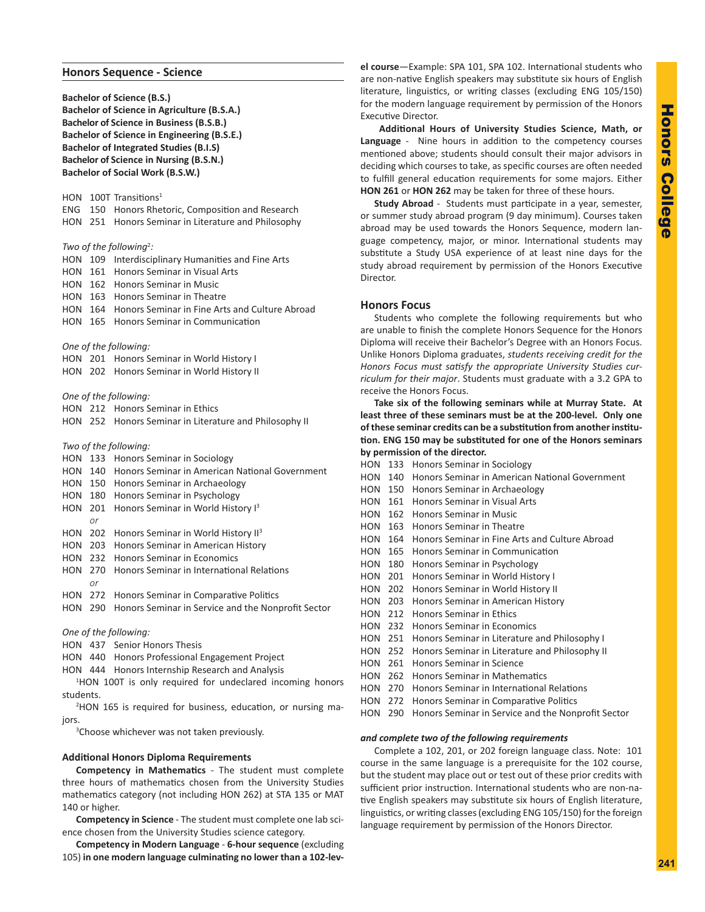## Honors Sequence - Science

**Bachelor of Science (B.S.)**
**Bachelor of Science in Agriculture (B.S.A.)**
**Bachelor of Science in Business (B.S.B.)**
**Bachelor of Science in Engineering (B.S.E.)**
**Bachelor of Integrated Studies (B.I.S)**
**Bachelor of Science in Nursing (B.S.N.)**
**Bachelor of Social Work (B.S.W.)**

HON 100T Transitions[1]
ENG 150 Honors Rhetoric, Composition and Research
HON 251 Honors Seminar in Literature and Philosophy

*Two of the following*[2]*:*
HON 109 Interdisciplinary Humanities and Fine Arts
HON 161 Honors Seminar in Visual Arts
HON 162 Honors Seminar in Music
HON 163 Honors Seminar in Theatre
HON 164 Honors Seminar in Fine Arts and Culture Abroad
HON 165 Honors Seminar in Communication

*One of the following:*
HON 201 Honors Seminar in World History I
HON 202 Honors Seminar in World History II

*One of the following:*
HON 212 Honors Seminar in Ethics
HON 252 Honors Seminar in Literature and Philosophy II

*Two of the following:*
HON 133 Honors Seminar in Sociology
HON 140 Honors Seminar in American National Government
HON 150 Honors Seminar in Archaeology
HON 180 Honors Seminar in Psychology
HON 201 Honors Seminar in World History I[3]
*or*
HON 202 Honors Seminar in World History II[3]
HON 203 Honors Seminar in American History
HON 232 Honors Seminar in Economics
HON 270 Honors Seminar in International Relations
*or*
HON 272 Honors Seminar in Comparative Politics
HON 290 Honors Seminar in Service and the Nonprofit Sector

*One of the following:*
HON 437 Senior Honors Thesis
HON 440 Honors Professional Engagement Project
HON 444 Honors Internship Research and Analysis

[1]HON 100T is only required for undeclared incoming honors students.

[2]HON 165 is required for business, education, or nursing majors.

[3]Choose whichever was not taken previously.

### Additional Honors Diploma Requirements

**Competency in Mathematics** - The student must complete three hours of mathematics chosen from the University Studies mathematics category (not including HON 262) at STA 135 or MAT 140 or higher.

**Competency in Science** - The student must complete one lab science chosen from the University Studies science category.

**Competency in Modern Language** - **6-hour sequence** (excluding 105) **in one modern language culminating no lower than a 102-level course**—Example: SPA 101, SPA 102. International students who are non-native English speakers may substitute six hours of English literature, linguistics, or writing classes (excluding ENG 105/150) for the modern language requirement by permission of the Honors Executive Director.

**Additional Hours of University Studies Science, Math, or Language** - Nine hours in addition to the competency courses mentioned above; students should consult their major advisors in deciding which courses to take, as specific courses are often needed to fulfill general education requirements for some majors. Either **HON 261** or **HON 262** may be taken for three of these hours.

**Study Abroad** - Students must participate in a year, semester, or summer study abroad program (9 day minimum). Courses taken abroad may be used towards the Honors Sequence, modern language competency, major, or minor. International students may substitute a Study USA experience of at least nine days for the study abroad requirement by permission of the Honors Executive Director.

## Honors Focus

Students who complete the following requirements but who are unable to finish the complete Honors Sequence for the Honors Diploma will receive their Bachelor's Degree with an Honors Focus. Unlike Honors Diploma graduates, *students receiving credit for the Honors Focus must satisfy the appropriate University Studies curriculum for their major*. Students must graduate with a 3.2 GPA to receive the Honors Focus.

**Take six of the following seminars while at Murray State. At least three of these seminars must be at the 200-level. Only one of these seminar credits can be a substitution from another institution. ENG 150 may be substituted for one of the Honors seminars by permission of the director.**

HON 133 Honors Seminar in Sociology
HON 140 Honors Seminar in American National Government
HON 150 Honors Seminar in Archaeology
HON 161 Honors Seminar in Visual Arts
HON 162 Honors Seminar in Music
HON 163 Honors Seminar in Theatre
HON 164 Honors Seminar in Fine Arts and Culture Abroad
HON 165 Honors Seminar in Communication
HON 180 Honors Seminar in Psychology
HON 201 Honors Seminar in World History I
HON 202 Honors Seminar in World History II
HON 203 Honors Seminar in American History
HON 212 Honors Seminar in Ethics
HON 232 Honors Seminar in Economics
HON 251 Honors Seminar in Literature and Philosophy I
HON 252 Honors Seminar in Literature and Philosophy II
HON 261 Honors Seminar in Science
HON 262 Honors Seminar in Mathematics
HON 270 Honors Seminar in International Relations
HON 272 Honors Seminar in Comparative Politics
HON 290 Honors Seminar in Service and the Nonprofit Sector

***and complete two of the following requirements***

Complete a 102, 201, or 202 foreign language class. Note: 101 course in the same language is a prerequisite for the 102 course, but the student may place out or test out of these prior credits with sufficient prior instruction. International students who are non-native English speakers may substitute six hours of English literature, linguistics, or writing classes (excluding ENG 105/150) for the foreign language requirement by permission of the Honors Director.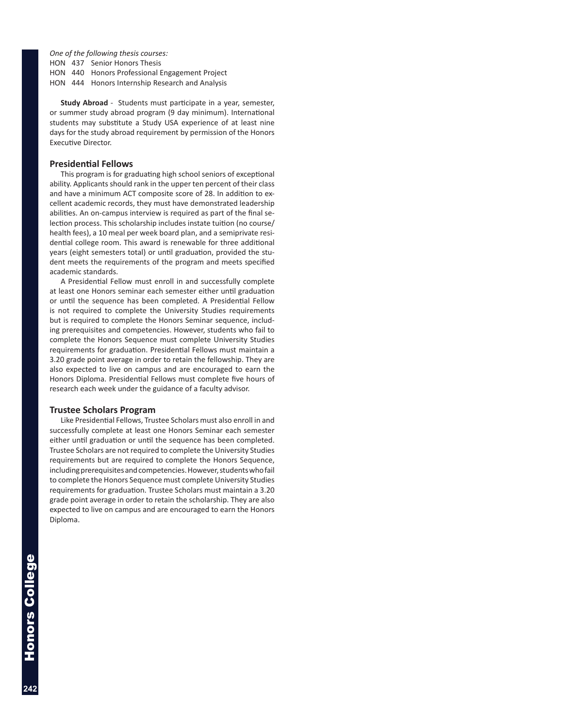*One of the following thesis courses:*

HON 437 Senior Honors Thesis
HON 440 Honors Professional Engagement Project
HON 444 Honors Internship Research and Analysis

**Study Abroad** - Students must participate in a year, semester, or summer study abroad program (9 day minimum). International students may substitute a Study USA experience of at least nine days for the study abroad requirement by permission of the Honors Executive Director.

### Presidential Fellows

This program is for graduating high school seniors of exceptional ability. Applicants should rank in the upper ten percent of their class and have a minimum ACT composite score of 28. In addition to excellent academic records, they must have demonstrated leadership abilities. An on-campus interview is required as part of the final selection process. This scholarship includes instate tuition (no course/health fees), a 10 meal per week board plan, and a semiprivate residential college room. This award is renewable for three additional years (eight semesters total) or until graduation, provided the student meets the requirements of the program and meets specified academic standards.

A Presidential Fellow must enroll in and successfully complete at least one Honors seminar each semester either until graduation or until the sequence has been completed. A Presidential Fellow is not required to complete the University Studies requirements but is required to complete the Honors Seminar sequence, including prerequisites and competencies. However, students who fail to complete the Honors Sequence must complete University Studies requirements for graduation. Presidential Fellows must maintain a 3.20 grade point average in order to retain the fellowship. They are also expected to live on campus and are encouraged to earn the Honors Diploma. Presidential Fellows must complete five hours of research each week under the guidance of a faculty advisor.

### Trustee Scholars Program

Like Presidential Fellows, Trustee Scholars must also enroll in and successfully complete at least one Honors Seminar each semester either until graduation or until the sequence has been completed. Trustee Scholars are not required to complete the University Studies requirements but are required to complete the Honors Sequence, including prerequisites and competencies. However, students who fail to complete the Honors Sequence must complete University Studies requirements for graduation. Trustee Scholars must maintain a 3.20 grade point average in order to retain the scholarship. They are also expected to live on campus and are encouraged to earn the Honors Diploma.